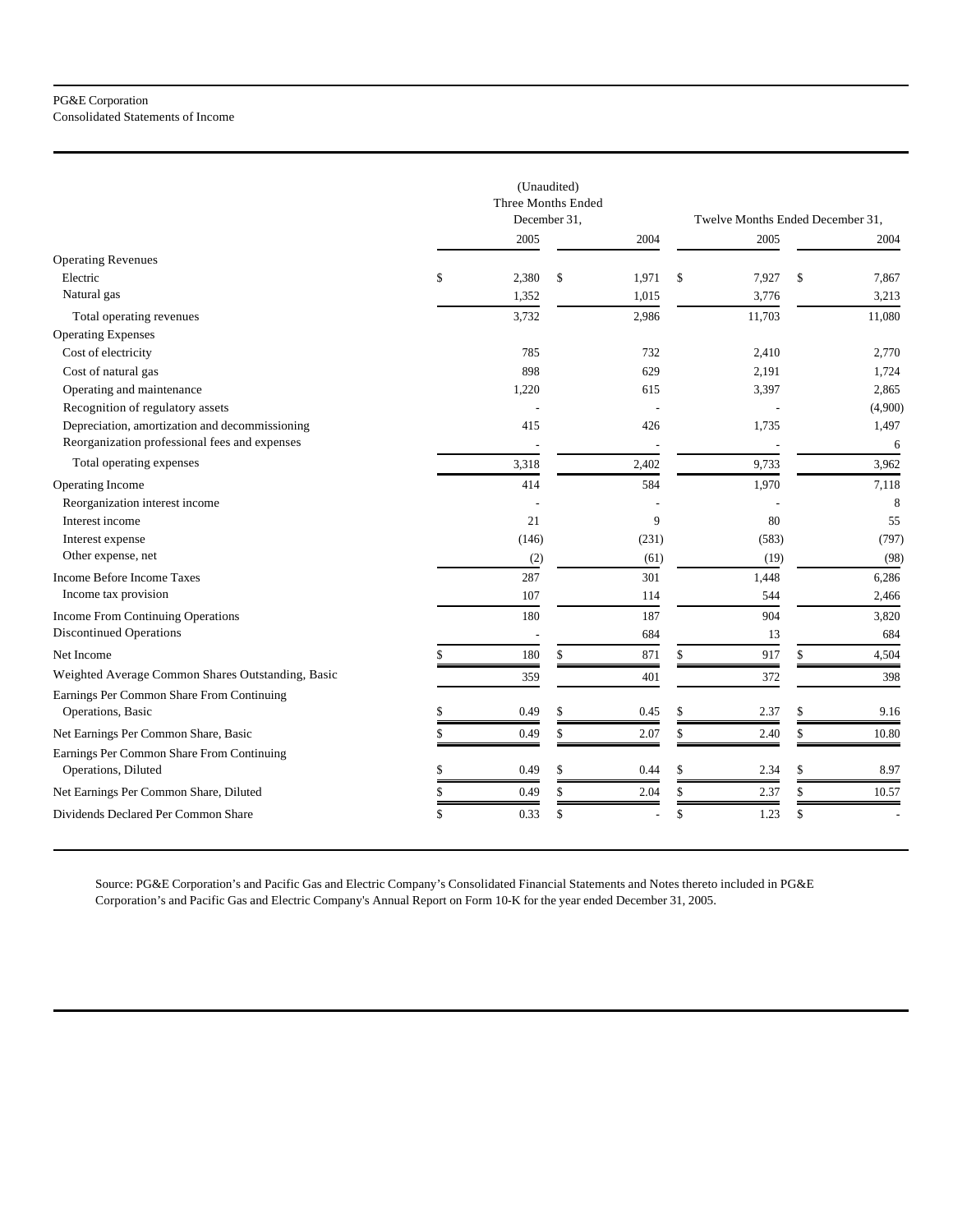PG&E Corporation
Consolidated Statements of Income

| | (Unaudited) Three Months Ended December 31, | | Twelve Months Ended December 31, | |
|---|---|---|---|---|
| | 2005 | 2004 | 2005 | 2004 |
| Operating Revenues | | | | |
| Electric | $ 2,380 | $ 1,971 | $ 7,927 | $ 7,867 |
| Natural gas | 1,352 | 1,015 | 3,776 | 3,213 |
| Total operating revenues | 3,732 | 2,986 | 11,703 | 11,080 |
| Operating Expenses | | | | |
| Cost of electricity | 785 | 732 | 2,410 | 2,770 |
| Cost of natural gas | 898 | 629 | 2,191 | 1,724 |
| Operating and maintenance | 1,220 | 615 | 3,397 | 2,865 |
| Recognition of regulatory assets | - | - | - | (4,900) |
| Depreciation, amortization and decommissioning | 415 | 426 | 1,735 | 1,497 |
| Reorganization professional fees and expenses | - | - | - | 6 |
| Total operating expenses | 3,318 | 2,402 | 9,733 | 3,962 |
| Operating Income | 414 | 584 | 1,970 | 7,118 |
| Reorganization interest income | - | - | - | 8 |
| Interest income | 21 | 9 | 80 | 55 |
| Interest expense | (146) | (231) | (583) | (797) |
| Other expense, net | (2) | (61) | (19) | (98) |
| Income Before Income Taxes | 287 | 301 | 1,448 | 6,286 |
| Income tax provision | 107 | 114 | 544 | 2,466 |
| Income From Continuing Operations | 180 | 187 | 904 | 3,820 |
| Discontinued Operations | - | 684 | 13 | 684 |
| Net Income | $ 180 | $ 871 | $ 917 | $ 4,504 |
| Weighted Average Common Shares Outstanding, Basic | 359 | 401 | 372 | 398 |
| Earnings Per Common Share From Continuing Operations, Basic | $ 0.49 | $ 0.45 | $ 2.37 | $ 9.16 |
| Net Earnings Per Common Share, Basic | $ 0.49 | $ 2.07 | $ 2.40 | $ 10.80 |
| Earnings Per Common Share From Continuing Operations, Diluted | $ 0.49 | $ 0.44 | $ 2.34 | $ 8.97 |
| Net Earnings Per Common Share, Diluted | $ 0.49 | $ 2.04 | $ 2.37 | $ 10.57 |
| Dividends Declared Per Common Share | $ 0.33 | $ - | $ 1.23 | $ - |

Source: PG&E Corporation's and Pacific Gas and Electric Company's Consolidated Financial Statements and Notes thereto included in PG&E Corporation's and Pacific Gas and Electric Company's Annual Report on Form 10-K for the year ended December 31, 2005.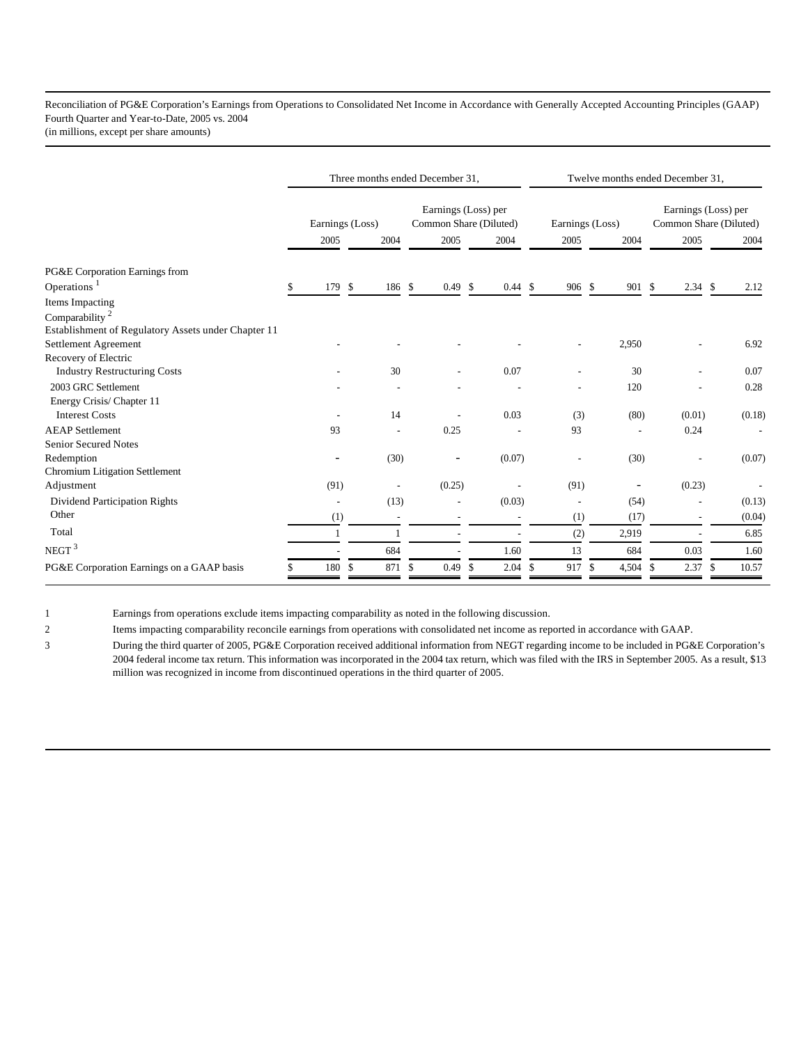Reconciliation of PG&E Corporation's Earnings from Operations to Consolidated Net Income in Accordance with Generally Accepted Accounting Principles (GAAP)
Fourth Quarter and Year-to-Date, 2005 vs. 2004
(in millions, except per share amounts)

| | Three months ended December 31, | | | | Twelve months ended December 31, | | | |
|---|---|---|---|---|---|---|---|---|
| | Earnings (Loss) | | Earnings (Loss) per Common Share (Diluted) | | Earnings (Loss) | | Earnings (Loss) per Common Share (Diluted) | |
| | 2005 | 2004 | 2005 | 2004 | 2005 | 2004 | 2005 | 2004 |
| PG&E Corporation Earnings from Operations [1] | $ 179 | $ 186 | $ 0.49 | $ 0.44 | $ 906 | $ 901 | $ 2.34 | $ 2.12 |
| Items Impacting Comparability [2] | | | | | | | | |
| Establishment of Regulatory Assets under Chapter 11 Settlement Agreement | - | - | - | - | - | 2,950 | - | 6.92 |
| Recovery of Electric Industry Restructuring Costs | - | 30 | - | 0.07 | - | 30 | - | 0.07 |
| 2003 GRC Settlement | - | - | - | - | - | 120 | - | 0.28 |
| Energy Crisis/ Chapter 11 Interest Costs | - | 14 | - | 0.03 | (3) | (80) | (0.01) | (0.18) |
| AEAP Settlement | 93 | - | 0.25 | - | 93 | - | 0.24 | - |
| Senior Secured Notes Redemption | - | (30) | - | (0.07) | - | (30) | - | (0.07) |
| Chromium Litigation Settlement Adjustment | (91) | - | (0.25) | - | (91) | - | (0.23) | - |
| Dividend Participation Rights | - | (13) | - | (0.03) | - | (54) | - | (0.13) |
| Other | (1) | - | - | - | (1) | (17) | - | (0.04) |
| Total | 1 | 1 | - | - | (2) | 2,919 | - | 6.85 |
| NEGT [3] | - | 684 | - | 1.60 | 13 | 684 | 0.03 | 1.60 |
| PG&E Corporation Earnings on a GAAP basis | $ 180 | $ 871 | $ 0.49 | $ 2.04 | $ 917 | $ 4,504 | $ 2.37 | $ 10.57 |

1 Earnings from operations exclude items impacting comparability as noted in the following discussion.

2 Items impacting comparability reconcile earnings from operations with consolidated net income as reported in accordance with GAAP.

3 During the third quarter of 2005, PG&E Corporation received additional information from NEGT regarding income to be included in PG&E Corporation's 2004 federal income tax return. This information was incorporated in the 2004 tax return, which was filed with the IRS in September 2005. As a result, $13 million was recognized in income from discontinued operations in the third quarter of 2005.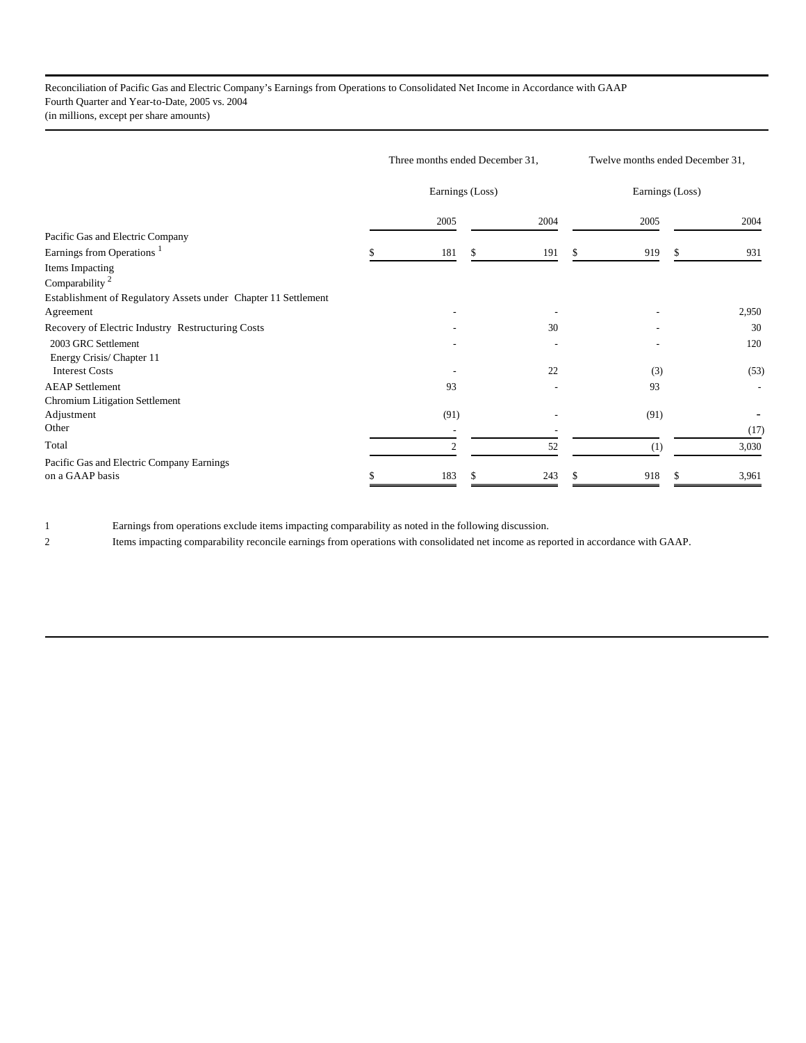Reconciliation of Pacific Gas and Electric Company's Earnings from Operations to Consolidated Net Income in Accordance with GAAP
Fourth Quarter and Year-to-Date, 2005 vs. 2004
(in millions, except per share amounts)

| | Three months ended December 31, | | Twelve months ended December 31, | |
|---|---|---|---|---|
| | Earnings (Loss) | | Earnings (Loss) | |
| | 2005 | 2004 | 2005 | 2004 |
| Pacific Gas and Electric Company | | | | |
| Earnings from Operations [1] | $ 181 | $ 191 | $ 919 | $ 931 |
| Items Impacting Comparability [2] | | | | |
| Establishment of Regulatory Assets under Chapter 11 Settlement Agreement | - | - | - | 2,950 |
| Recovery of Electric Industry Restructuring Costs | - | 30 | - | 30 |
| 2003 GRC Settlement | - | - | - | 120 |
| Energy Crisis/ Chapter 11 Interest Costs | - | 22 | (3) | (53) |
| AEAP Settlement | 93 | - | 93 | - |
| Chromium Litigation Settlement Adjustment | (91) | - | (91) | - |
| Other | - | - | | (17) |
| Total | 2 | 52 | (1) | 3,030 |
| Pacific Gas and Electric Company Earnings on a GAAP basis | $ 183 | $ 243 | $ 918 | $ 3,961 |

1 Earnings from operations exclude items impacting comparability as noted in the following discussion.

2 Items impacting comparability reconcile earnings from operations with consolidated net income as reported in accordance with GAAP.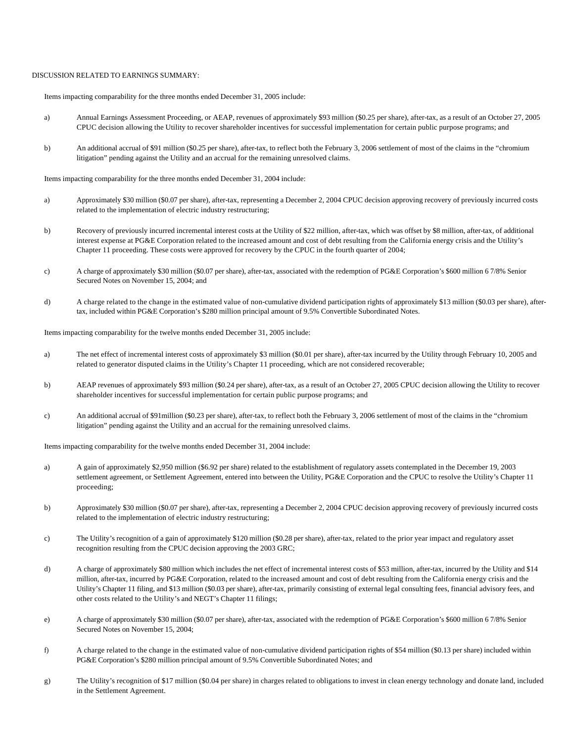DISCUSSION RELATED TO EARNINGS SUMMARY:

Items impacting comparability for the three months ended December 31, 2005 include:

a) Annual Earnings Assessment Proceeding, or AEAP, revenues of approximately $93 million ($0.25 per share), after-tax, as a result of an October 27, 2005 CPUC decision allowing the Utility to recover shareholder incentives for successful implementation for certain public purpose programs; and

b) An additional accrual of $91 million ($0.25 per share), after-tax, to reflect both the February 3, 2006 settlement of most of the claims in the “chromium litigation” pending against the Utility and an accrual for the remaining unresolved claims.

Items impacting comparability for the three months ended December 31, 2004 include:

a) Approximately $30 million ($0.07 per share), after-tax, representing a December 2, 2004 CPUC decision approving recovery of previously incurred costs related to the implementation of electric industry restructuring;

b) Recovery of previously incurred incremental interest costs at the Utility of $22 million, after-tax, which was offset by $8 million, after-tax, of additional interest expense at PG&E Corporation related to the increased amount and cost of debt resulting from the California energy crisis and the Utility’s Chapter 11 proceeding. These costs were approved for recovery by the CPUC in the fourth quarter of 2004;

c) A charge of approximately $30 million ($0.07 per share), after-tax, associated with the redemption of PG&E Corporation’s $600 million 6 7/8% Senior Secured Notes on November 15, 2004; and

d) A charge related to the change in the estimated value of non-cumulative dividend participation rights of approximately $13 million ($0.03 per share), after-tax, included within PG&E Corporation’s $280 million principal amount of 9.5% Convertible Subordinated Notes.

Items impacting comparability for the twelve months ended December 31, 2005 include:

a) The net effect of incremental interest costs of approximately $3 million ($0.01 per share), after-tax incurred by the Utility through February 10, 2005 and related to generator disputed claims in the Utility’s Chapter 11 proceeding, which are not considered recoverable;

b) AEAP revenues of approximately $93 million ($0.24 per share), after-tax, as a result of an October 27, 2005 CPUC decision allowing the Utility to recover shareholder incentives for successful implementation for certain public purpose programs; and

c) An additional accrual of $91million ($0.23 per share), after-tax, to reflect both the February 3, 2006 settlement of most of the claims in the “chromium litigation” pending against the Utility and an accrual for the remaining unresolved claims.

Items impacting comparability for the twelve months ended December 31, 2004 include:

a) A gain of approximately $2,950 million ($6.92 per share) related to the establishment of regulatory assets contemplated in the December 19, 2003 settlement agreement, or Settlement Agreement, entered into between the Utility, PG&E Corporation and the CPUC to resolve the Utility’s Chapter 11 proceeding;

b) Approximately $30 million ($0.07 per share), after-tax, representing a December 2, 2004 CPUC decision approving recovery of previously incurred costs related to the implementation of electric industry restructuring;

c) The Utility’s recognition of a gain of approximately $120 million ($0.28 per share), after-tax, related to the prior year impact and regulatory asset recognition resulting from the CPUC decision approving the 2003 GRC;

d) A charge of approximately $80 million which includes the net effect of incremental interest costs of $53 million, after-tax, incurred by the Utility and $14 million, after-tax, incurred by PG&E Corporation, related to the increased amount and cost of debt resulting from the California energy crisis and the Utility’s Chapter 11 filing, and $13 million ($0.03 per share), after-tax, primarily consisting of external legal consulting fees, financial advisory fees, and other costs related to the Utility’s and NEGT’s Chapter 11 filings;

e) A charge of approximately $30 million ($0.07 per share), after-tax, associated with the redemption of PG&E Corporation’s $600 million 6 7/8% Senior Secured Notes on November 15, 2004;

f) A charge related to the change in the estimated value of non-cumulative dividend participation rights of $54 million ($0.13 per share) included within PG&E Corporation’s $280 million principal amount of 9.5% Convertible Subordinated Notes; and

g) The Utility’s recognition of $17 million ($0.04 per share) in charges related to obligations to invest in clean energy technology and donate land, included in the Settlement Agreement.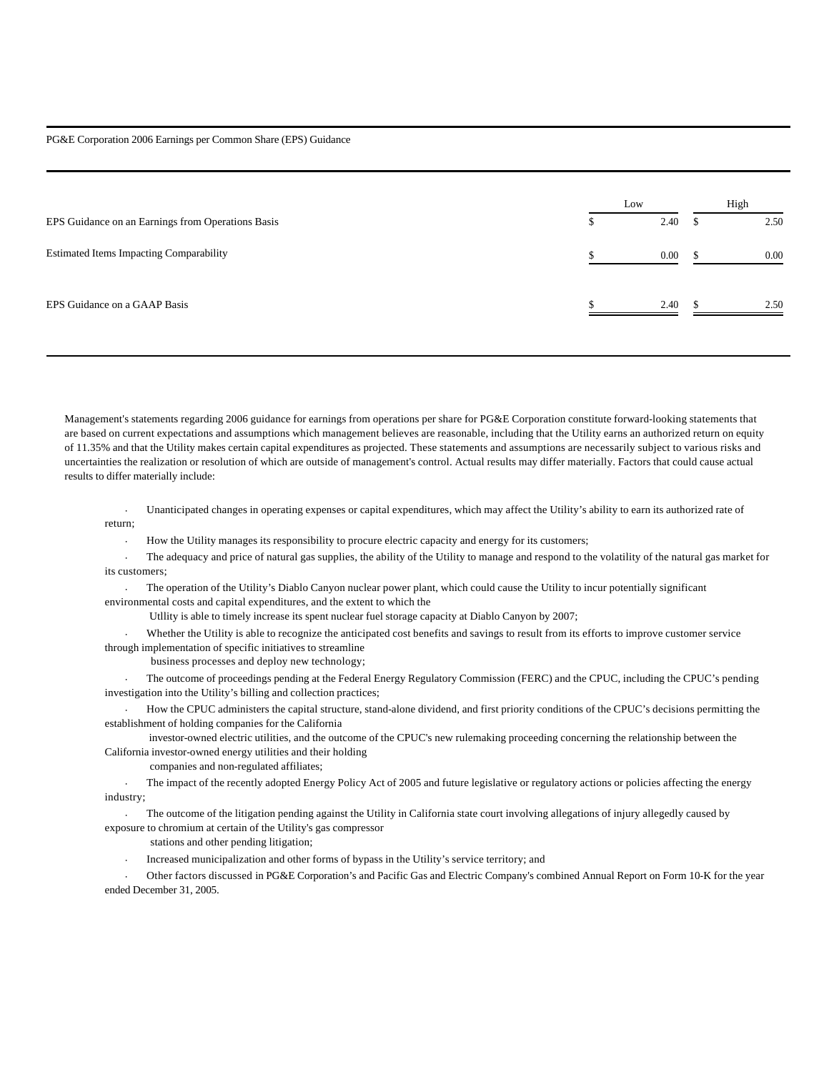PG&E Corporation 2006 Earnings per Common Share (EPS) Guidance

| | Low | High |
|---|---|---|
| EPS Guidance on an Earnings from Operations Basis | $ 2.40 | $ 2.50 |
| Estimated Items Impacting Comparability | $ 0.00 | $ 0.00 |
| EPS Guidance on a GAAP Basis | $ 2.40 | $ 2.50 |

Management's statements regarding 2006 guidance for earnings from operations per share for PG&E Corporation constitute forward-looking statements that are based on current expectations and assumptions which management believes are reasonable, including that the Utility earns an authorized return on equity of 11.35% and that the Utility makes certain capital expenditures as projected. These statements and assumptions are necessarily subject to various risks and uncertainties the realization or resolution of which are outside of management's control. Actual results may differ materially. Factors that could cause actual results to differ materially include:

- Unanticipated changes in operating expenses or capital expenditures, which may affect the Utility's ability to earn its authorized rate of return;
- How the Utility manages its responsibility to procure electric capacity and energy for its customers;
- The adequacy and price of natural gas supplies, the ability of the Utility to manage and respond to the volatility of the natural gas market for its customers;
- The operation of the Utility's Diablo Canyon nuclear power plant, which could cause the Utility to incur potentially significant environmental costs and capital expenditures, and the extent to which the Utllity is able to timely increase its spent nuclear fuel storage capacity at Diablo Canyon by 2007;
- Whether the Utility is able to recognize the anticipated cost benefits and savings to result from its efforts to improve customer service through implementation of specific initiatives to streamline business processes and deploy new technology;
- The outcome of proceedings pending at the Federal Energy Regulatory Commission (FERC) and the CPUC, including the CPUC's pending investigation into the Utility's billing and collection practices;
- How the CPUC administers the capital structure, stand-alone dividend, and first priority conditions of the CPUC's decisions permitting the establishment of holding companies for the California investor-owned electric utilities, and the outcome of the CPUC's new rulemaking proceeding concerning the relationship between the California investor-owned energy utilities and their holding companies and non-regulated affiliates;
- The impact of the recently adopted Energy Policy Act of 2005 and future legislative or regulatory actions or policies affecting the energy industry;
- The outcome of the litigation pending against the Utility in California state court involving allegations of injury allegedly caused by exposure to chromium at certain of the Utility's gas compressor stations and other pending litigation;
- Increased municipalization and other forms of bypass in the Utility's service territory; and
- Other factors discussed in PG&E Corporation's and Pacific Gas and Electric Company's combined Annual Report on Form 10-K for the year ended December 31, 2005.